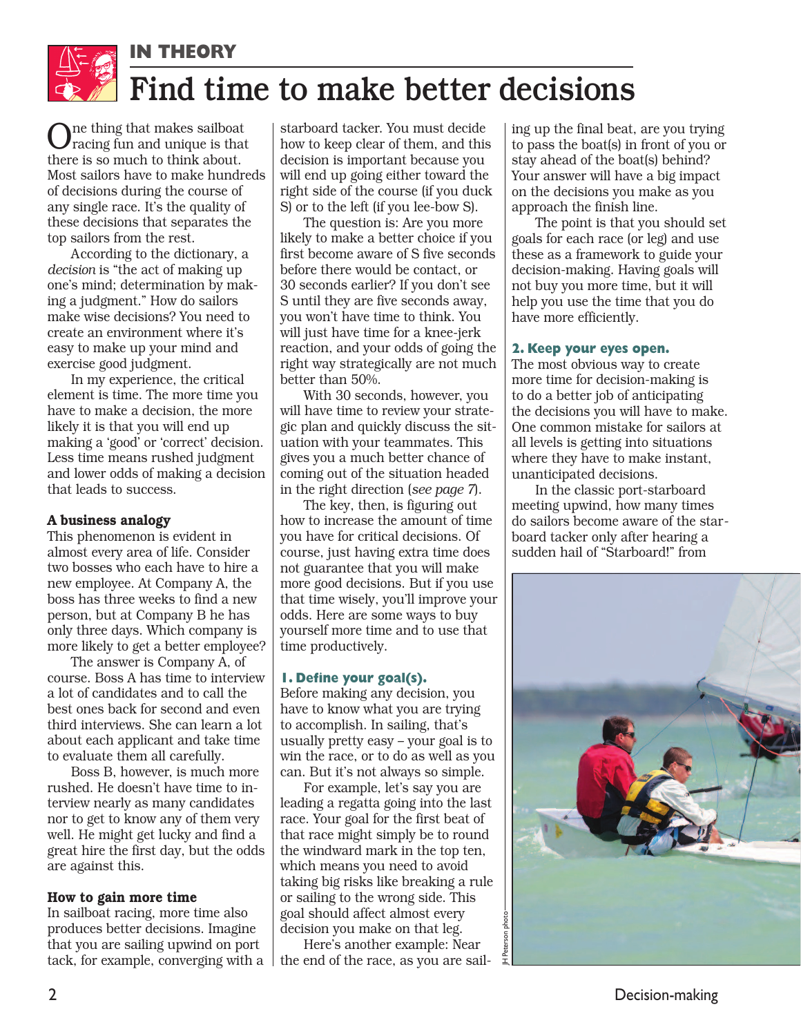IN THEORY

# Find time to make better decisions

One thing that makes sailboat racing fun and unique is that there is so much to think about. Most sailors have to make hundreds of decisions during the course of any single race. It's the quality of these decisions that separates the top sailors from the rest.

According to the dictionary, a *decision* is "the act of making up one's mind; determination by making a judgment." How do sailors make wise decisions? You need to create an environment where it's easy to make up your mind and exercise good judgment.

In my experience, the critical element is time. The more time you have to make a decision, the more likely it is that you will end up making a 'good' or 'correct' decision. Less time means rushed judgment and lower odds of making a decision that leads to success.

### A business analogy

This phenomenon is evident in almost every area of life. Consider two bosses who each have to hire a new employee. At Company A, the boss has three weeks to find a new person, but at Company B he has only three days. Which company is more likely to get a better employee?

The answer is Company A, of course. Boss A has time to interview a lot of candidates and to call the best ones back for second and even third interviews. She can learn a lot about each applicant and take time to evaluate them all carefully.

Boss B, however, is much more rushed. He doesn't have time to interview nearly as many candidates nor to get to know any of them very well. He might get lucky and find a great hire the first day, but the odds are against this.

### How to gain more time

In sailboat racing, more time also produces better decisions. Imagine that you are sailing upwind on port tack, for example, converging with a starboard tacker. You must decide how to keep clear of them, and this decision is important because you will end up going either toward the right side of the course (if you duck S) or to the left (if you lee-bow S).

The question is: Are you more likely to make a better choice if you first become aware of S five seconds before there would be contact, or 30 seconds earlier? If you don't see S until they are five seconds away, you won't have time to think. You will just have time for a knee-jerk reaction, and your odds of going the right way strategically are not much better than 50%.

With 30 seconds, however, you will have time to review your strategic plan and quickly discuss the situation with your teammates. This gives you a much better chance of coming out of the situation headed in the right direction (*see page 7*).

The key, then, is figuring out how to increase the amount of time you have for critical decisions. Of course, just having extra time does not guarantee that you will make more good decisions. But if you use that time wisely, you'll improve your odds. Here are some ways to buy yourself more time and to use that time productively.

### 1. Define your goal(s).

Before making any decision, you have to know what you are trying to accomplish. In sailing, that's usually pretty easy – your goal is to win the race, or to do as well as you can. But it's not always so simple.

For example, let's say you are leading a regatta going into the last race. Your goal for the first beat of that race might simply be to round the windward mark in the top ten, which means you need to avoid taking big risks like breaking a rule or sailing to the wrong side. This goal should affect almost every decision you make on that leg.

Here's another example: Near the end of the race, as you are sailing up the final beat, are you trying to pass the boat(s) in front of you or stay ahead of the boat(s) behind? Your answer will have a big impact on the decisions you make as you approach the finish line.

The point is that you should set goals for each race (or leg) and use these as a framework to guide your decision-making. Having goals will not buy you more time, but it will help you use the time that you do have more efficiently.

### 2. Keep your eyes open.

The most obvious way to create more time for decision-making is to do a better job of anticipating the decisions you will have to make. One common mistake for sailors at all levels is getting into situations where they have to make instant, unanticipated decisions.

In the classic port-starboard meeting upwind, how many times do sailors become aware of the starboard tacker only after hearing a sudden hail of "Starboard!" from

JH Peterson photo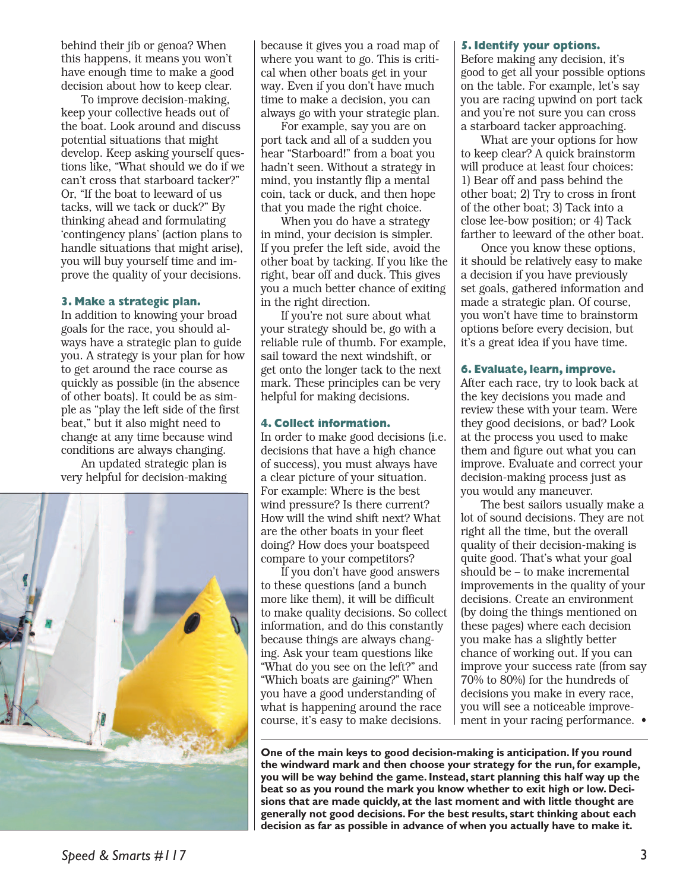behind their jib or genoa? When this happens, it means you won't have enough time to make a good decision about how to keep clear.

To improve decision-making, keep your collective heads out of the boat. Look around and discuss potential situations that might develop. Keep asking yourself questions like, "What should we do if we can't cross that starboard tacker?" Or, "If the boat to leeward of us tacks, will we tack or duck?" By thinking ahead and formulating 'contingency plans' (action plans to handle situations that might arise), you will buy yourself time and improve the quality of your decisions.

### 3. Make a strategic plan.

In addition to knowing your broad goals for the race, you should always have a strategic plan to guide you. A strategy is your plan for how to get around the race course as quickly as possible (in the absence of other boats). It could be as simple as "play the left side of the first beat," but it also might need to change at any time because wind conditions are always changing.

An updated strategic plan is very helpful for decision-making because it gives you a road map of where you want to go. This is critical when other boats get in your way. Even if you don't have much time to make a decision, you can always go with your strategic plan.

For example, say you are on port tack and all of a sudden you hear "Starboard!" from a boat you hadn't seen. Without a strategy in mind, you instantly flip a mental coin, tack or duck, and then hope that you made the right choice.

When you do have a strategy in mind, your decision is simpler. If you prefer the left side, avoid the other boat by tacking. If you like the right, bear off and duck. This gives you a much better chance of exiting in the right direction.

If you're not sure about what your strategy should be, go with a reliable rule of thumb. For example, sail toward the next windshift, or get onto the longer tack to the next mark. These principles can be very helpful for making decisions.

### 4. Collect information.

In order to make good decisions (i.e. decisions that have a high chance of success), you must always have a clear picture of your situation. For example: Where is the best wind pressure? Is there current? How will the wind shift next? What are the other boats in your fleet doing? How does your boatspeed compare to your competitors?

If you don't have good answers to these questions (and a bunch more like them), it will be difficult to make quality decisions. So collect information, and do this constantly because things are always changing. Ask your team questions like "What do you see on the left?" and "Which boats are gaining?" When you have a good understanding of what is happening around the race course, it's easy to make decisions.

### 5. Identify your options.

Before making any decision, it's good to get all your possible options on the table. For example, let's say you are racing upwind on port tack and you're not sure you can cross a starboard tacker approaching.

What are your options for how to keep clear? A quick brainstorm will produce at least four choices: 1) Bear off and pass behind the other boat; 2) Try to cross in front of the other boat; 3) Tack into a close lee-bow position; or 4) Tack farther to leeward of the other boat.

Once you know these options, it should be relatively easy to make a decision if you have previously set goals, gathered information and made a strategic plan. Of course, you won't have time to brainstorm options before every decision, but it's a great idea if you have time.

### 6. Evaluate, learn, improve.

After each race, try to look back at the key decisions you made and review these with your team. Were they good decisions, or bad? Look at the process you used to make them and figure out what you can improve. Evaluate and correct your decision-making process just as you would any maneuver.

The best sailors usually make a lot of sound decisions. They are not right all the time, but the overall quality of their decision-making is quite good. That's what your goal should be – to make incremental improvements in the quality of your decisions. Create an environment (by doing the things mentioned on these pages) where each decision you make has a slightly better chance of working out. If you can improve your success rate (from say 70% to 80%) for the hundreds of decisions you make in every race, you will see a noticeable improvement in your racing performance. •

**One of the main keys to good decision-making is anticipation. If you round the windward mark and then choose your strategy for the run, for example, you will be way behind the game. Instead, start planning this half way up the beat so as you round the mark you know whether to exit high or low. Decisions that are made quickly, at the last moment and with little thought are generally not good decisions. For the best results, start thinking about each decision as far as possible in advance of when you actually have to make it.**